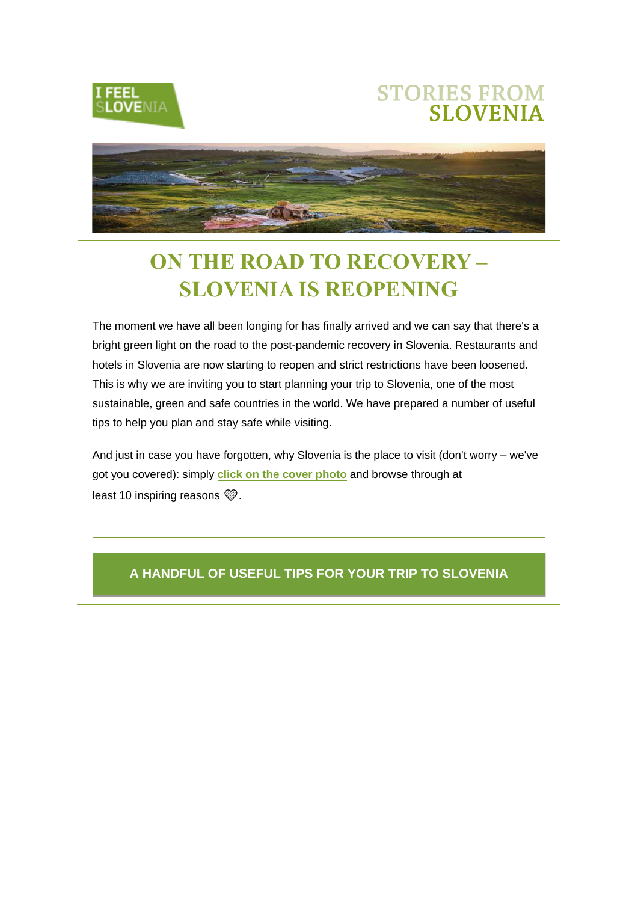I FEEL SLOVENIA

STORIES FROM SLOVENIA

# ON THE ROAD TO RECOVERY – SLOVENIA IS REOPENING

The moment we have all been longing for has finally arrived and we can say that there's a bright green light on the road to the post-pandemic recovery in Slovenia. Restaurants and hotels in Slovenia are now starting to reopen and strict restrictions have been loosened. This is why we are inviting you to start planning your trip to Slovenia, one of the most sustainable, green and safe countries in the world. We have prepared a number of useful tips to help you plan and stay safe while visiting.

And just in case you have forgotten, why Slovenia is the place to visit (don't worry – we've got you covered): simply **click on the cover photo** and browse through at least 10 inspiring reasons 💚.

## A HANDFUL OF USEFUL TIPS FOR YOUR TRIP TO SLOVENIA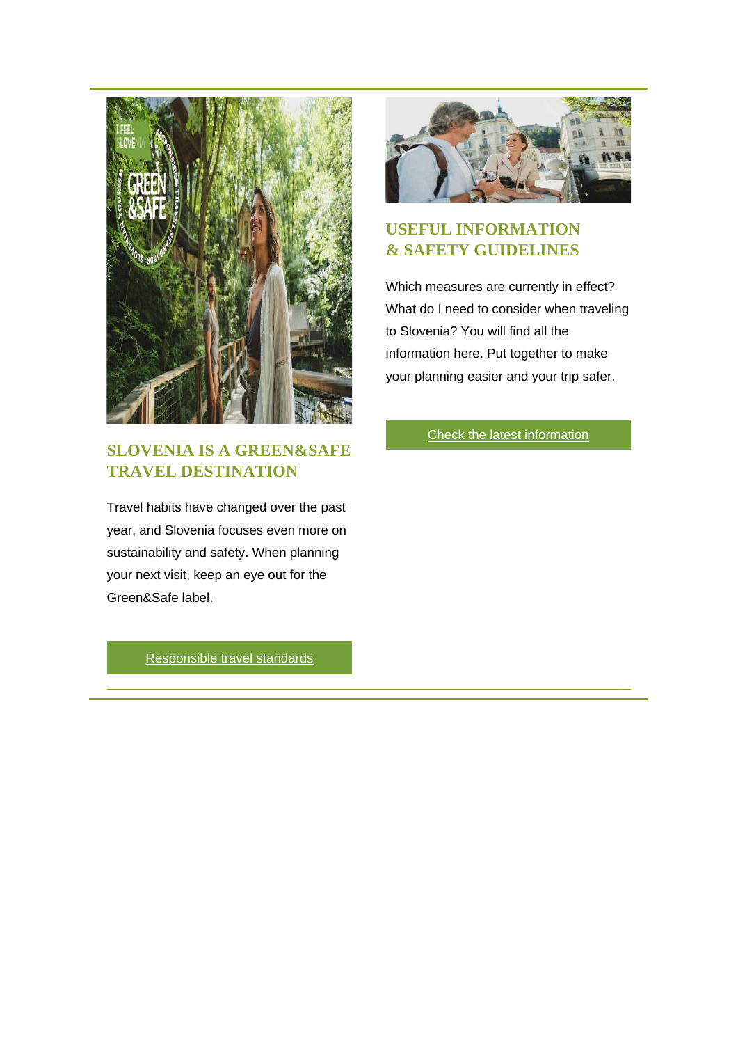## SLOVENIA IS A GREEN&SAFE TRAVEL DESTINATION

Travel habits have changed over the past year, and Slovenia focuses even more on sustainability and safety. When planning your next visit, keep an eye out for the Green&Safe label.

Responsible travel standards

## USEFUL INFORMATION & SAFETY GUIDELINES

Which measures are currently in effect? What do I need to consider when traveling to Slovenia? You will find all the information here. Put together to make your planning easier and your trip safer.

Check the latest information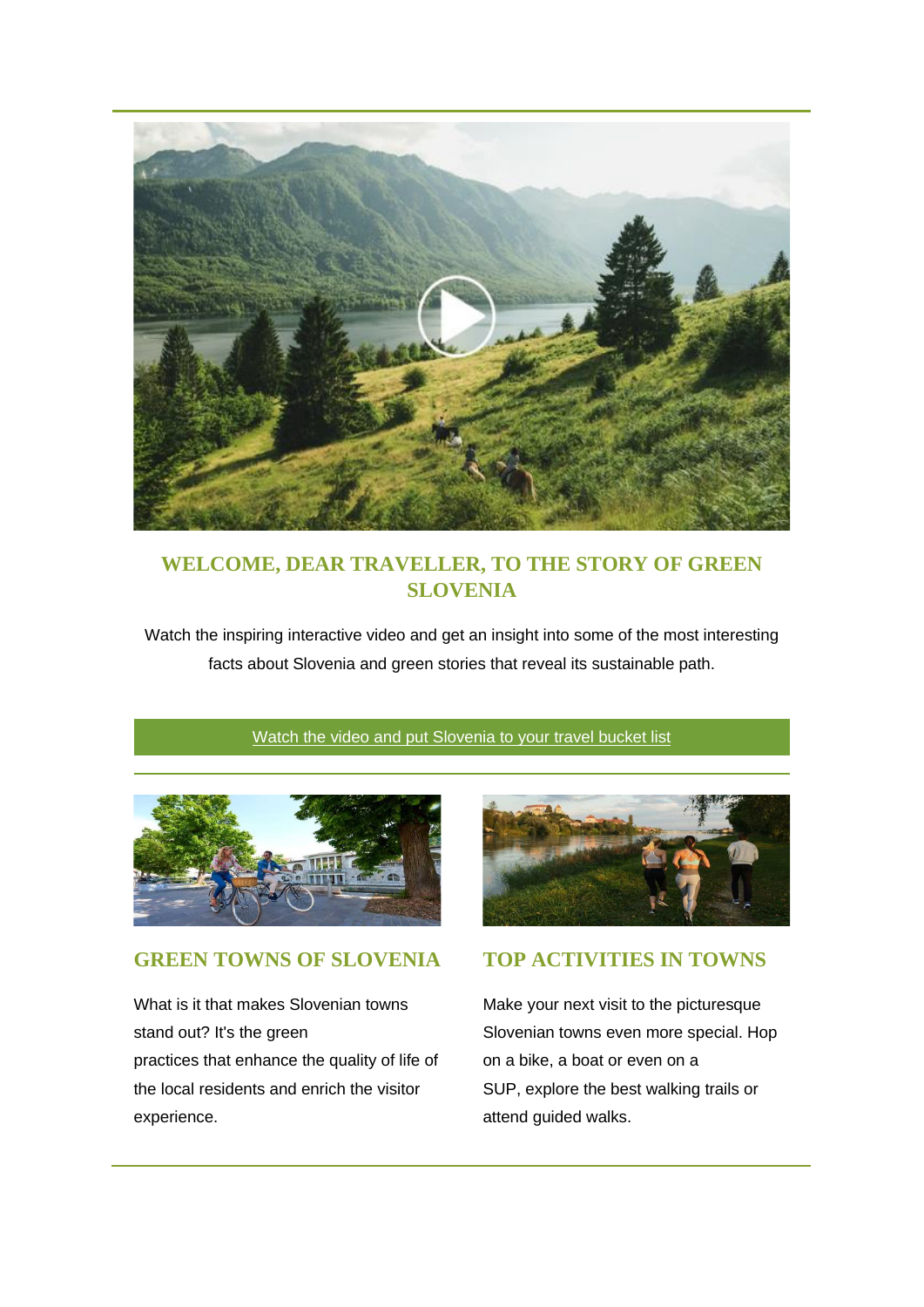## WELCOME, DEAR TRAVELLER, TO THE STORY OF GREEN SLOVENIA

Watch the inspiring interactive video and get an insight into some of the most interesting facts about Slovenia and green stories that reveal its sustainable path.

Watch the video and put Slovenia to your travel bucket list

### GREEN TOWNS OF SLOVENIA

What is it that makes Slovenian towns stand out? It's the green practices that enhance the quality of life of the local residents and enrich the visitor experience.

### TOP ACTIVITIES IN TOWNS

Make your next visit to the picturesque Slovenian towns even more special. Hop on a bike, a boat or even on a SUP, explore the best walking trails or attend guided walks.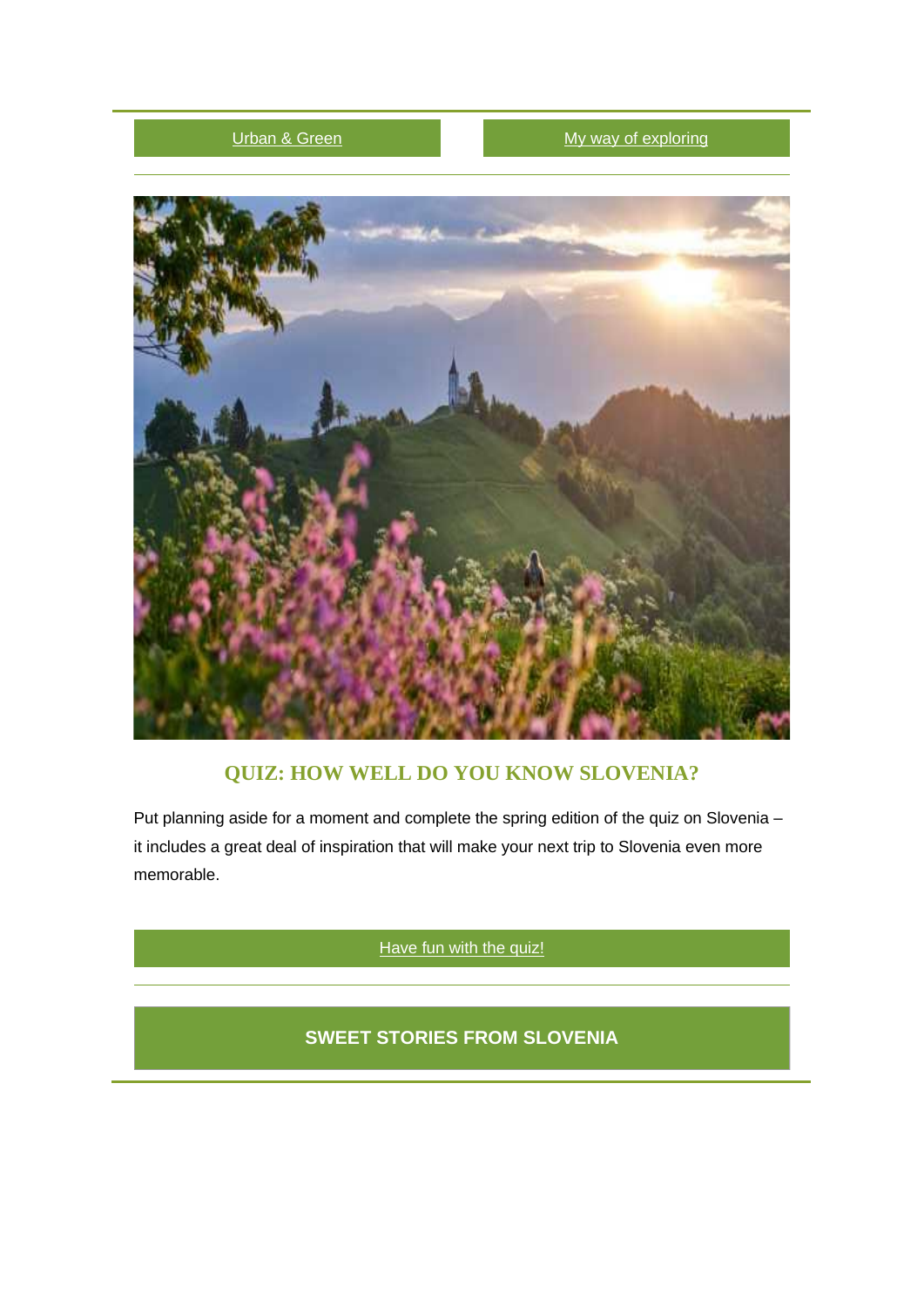Urban & Green | My way of exploring

## QUIZ: HOW WELL DO YOU KNOW SLOVENIA?

Put planning aside for a moment and complete the spring edition of the quiz on Slovenia – it includes a great deal of inspiration that will make your next trip to Slovenia even more memorable.

Have fun with the quiz!

## SWEET STORIES FROM SLOVENIA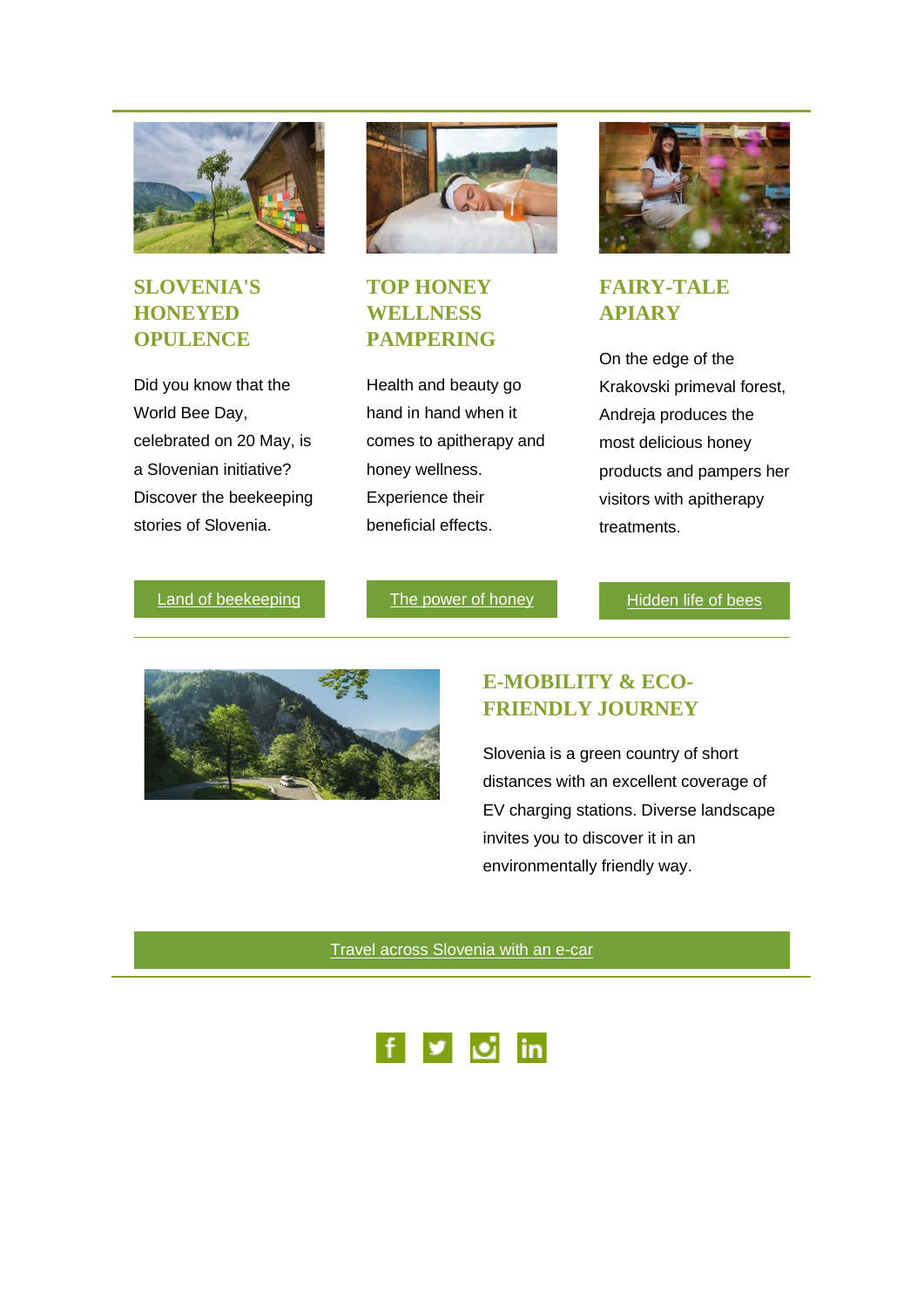## SLOVENIA'S HONEYED OPULENCE

Did you know that the World Bee Day, celebrated on 20 May, is a Slovenian initiative? Discover the beekeeping stories of Slovenia.

Land of beekeeping

## TOP HONEY WELLNESS PAMPERING

Health and beauty go hand in hand when it comes to apitherapy and honey wellness. Experience their beneficial effects.

The power of honey

## FAIRY-TALE APIARY

On the edge of the Krakovski primeval forest, Andreja produces the most delicious honey products and pampers her visitors with apitherapy treatments.

Hidden life of bees

---

## E-MOBILITY & ECO-FRIENDLY JOURNEY

Slovenia is a green country of short distances with an excellent coverage of EV charging stations. Diverse landscape invites you to discover it in an environmentally friendly way.

Travel across Slovenia with an e-car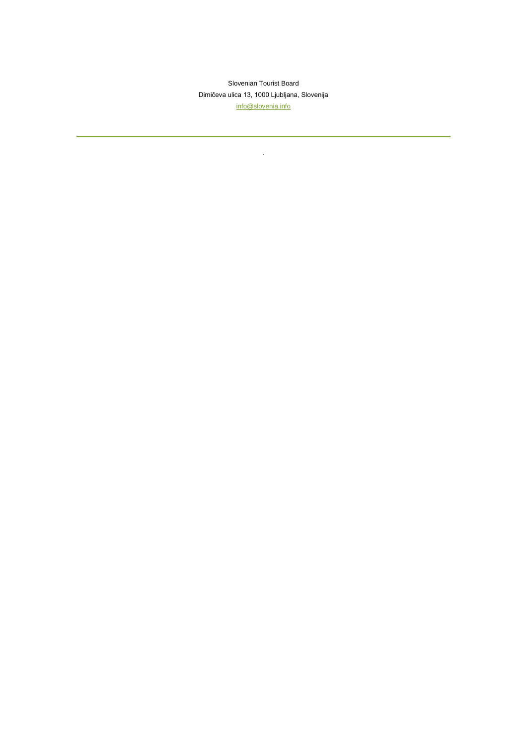Slovenian Tourist Board

Dimičeva ulica 13, 1000 Ljubljana, Slovenija

info@slovenia.info

---

.